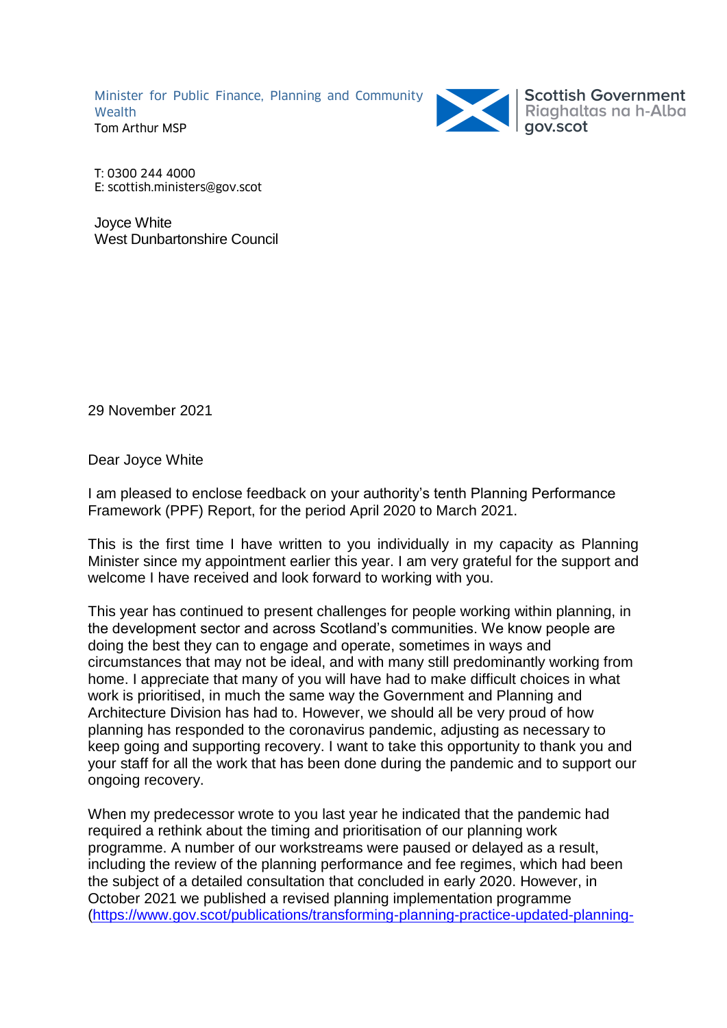Minister for Public Finance, Planning and Community Wealth
Tom Arthur MSP

Scottish Government
Riaghaltas na h-Alba
gov.scot

T: 0300 244 4000
E: scottish.ministers@gov.scot

Joyce White
West Dunbartonshire Council

29 November 2021

Dear Joyce White

I am pleased to enclose feedback on your authority's tenth Planning Performance Framework (PPF) Report, for the period April 2020 to March 2021.

This is the first time I have written to you individually in my capacity as Planning Minister since my appointment earlier this year. I am very grateful for the support and welcome I have received and look forward to working with you.

This year has continued to present challenges for people working within planning, in the development sector and across Scotland's communities. We know people are doing the best they can to engage and operate, sometimes in ways and circumstances that may not be ideal, and with many still predominantly working from home. I appreciate that many of you will have had to make difficult choices in what work is prioritised, in much the same way the Government and Planning and Architecture Division has had to. However, we should all be very proud of how planning has responded to the coronavirus pandemic, adjusting as necessary to keep going and supporting recovery. I want to take this opportunity to thank you and your staff for all the work that has been done during the pandemic and to support our ongoing recovery.

When my predecessor wrote to you last year he indicated that the pandemic had required a rethink about the timing and prioritisation of our planning work programme. A number of our workstreams were paused or delayed as a result, including the review of the planning performance and fee regimes, which had been the subject of a detailed consultation that concluded in early 2020. However, in October 2021 we published a revised planning implementation programme (https://www.gov.scot/publications/transforming-planning-practice-updated-planning-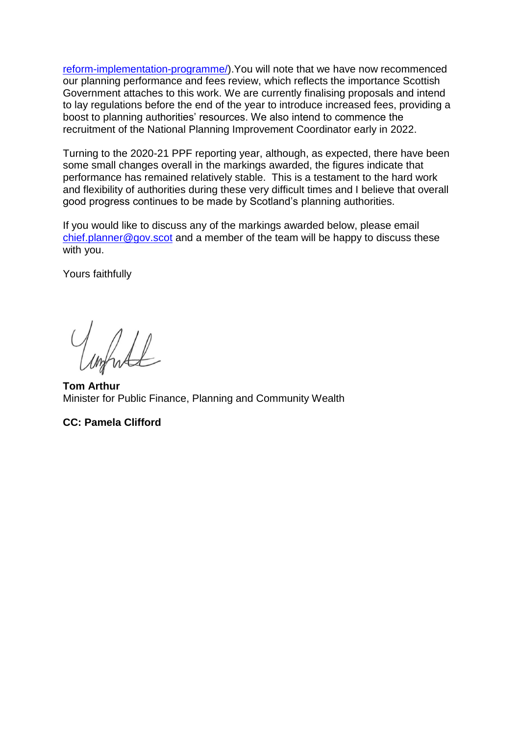reform-implementation-programme/).You will note that we have now recommenced our planning performance and fees review, which reflects the importance Scottish Government attaches to this work. We are currently finalising proposals and intend to lay regulations before the end of the year to introduce increased fees, providing a boost to planning authorities' resources. We also intend to commence the recruitment of the National Planning Improvement Coordinator early in 2022.

Turning to the 2020-21 PPF reporting year, although, as expected, there have been some small changes overall in the markings awarded, the figures indicate that performance has remained relatively stable. This is a testament to the hard work and flexibility of authorities during these very difficult times and I believe that overall good progress continues to be made by Scotland's planning authorities.

If you would like to discuss any of the markings awarded below, please email chief.planner@gov.scot and a member of the team will be happy to discuss these with you.

Yours faithfully

**Tom Arthur**
Minister for Public Finance, Planning and Community Wealth

**CC: Pamela Clifford**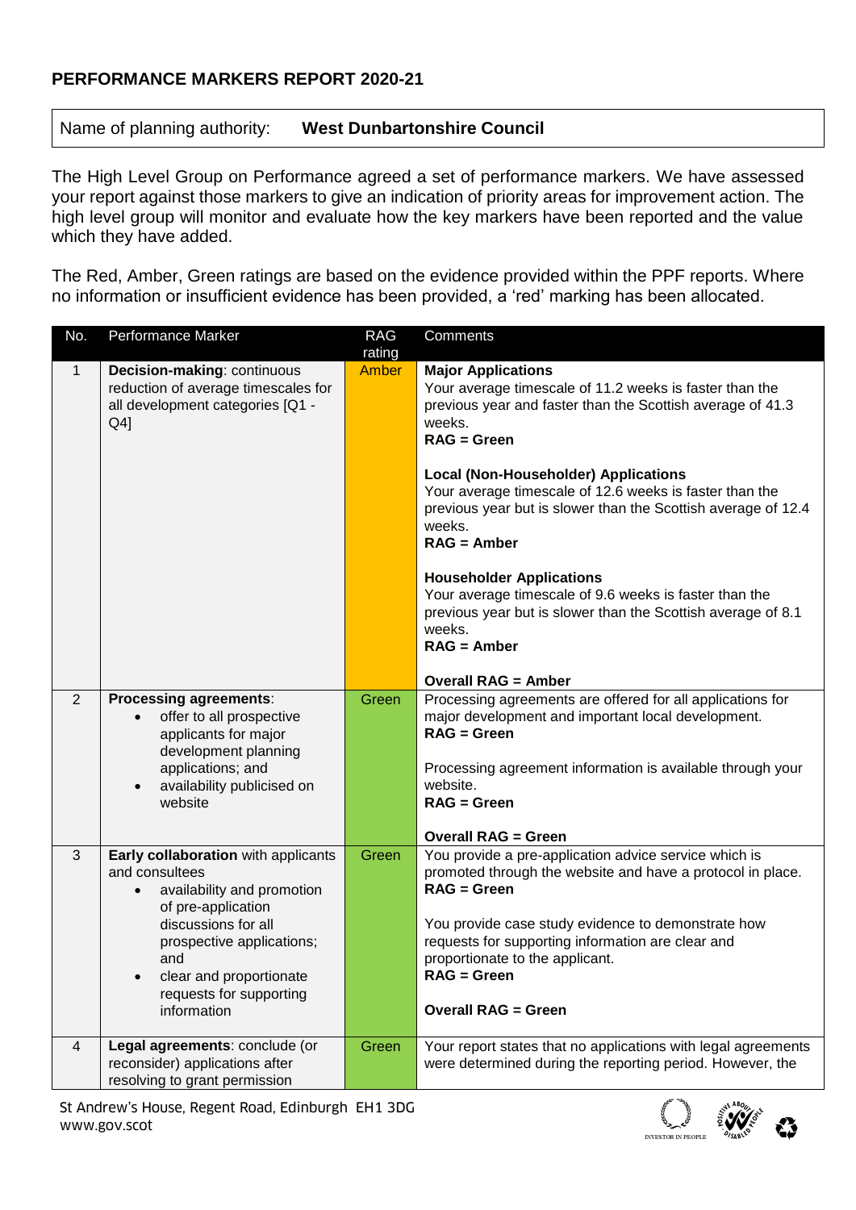## PERFORMANCE MARKERS REPORT 2020-21

| Name of planning authority: | **West Dunbartonshire Council** |
|---|---|

The High Level Group on Performance agreed a set of performance markers. We have assessed your report against those markers to give an indication of priority areas for improvement action. The high level group will monitor and evaluate how the key markers have been reported and the value which they have added.

The Red, Amber, Green ratings are based on the evidence provided within the PPF reports. Where no information or insufficient evidence has been provided, a 'red' marking has been allocated.

| No. | Performance Marker | RAG rating | Comments |
|---|---|---|---|
| 1 | **Decision-making**: continuous reduction of average timescales for all development categories [Q1 - Q4] | Amber | **Major Applications**<br>Your average timescale of 11.2 weeks is faster than the previous year and faster than the Scottish average of 41.3 weeks.<br>**RAG = Green**<br><br>**Local (Non-Householder) Applications**<br>Your average timescale of 12.6 weeks is faster than the previous year but is slower than the Scottish average of 12.4 weeks.<br>**RAG = Amber**<br><br>**Householder Applications**<br>Your average timescale of 9.6 weeks is faster than the previous year but is slower than the Scottish average of 8.1 weeks.<br>**RAG = Amber**<br><br>**Overall RAG = Amber** |
| 2 | **Processing agreements**:<br>• offer to all prospective applicants for major development planning applications; and<br>• availability publicised on website | Green | Processing agreements are offered for all applications for major development and important local development.<br>**RAG = Green**<br><br>Processing agreement information is available through your website.<br>**RAG = Green**<br><br>**Overall RAG = Green** |
| 3 | **Early collaboration** with applicants and consultees<br>• availability and promotion of pre-application discussions for all prospective applications; and<br>• clear and proportionate requests for supporting information | Green | You provide a pre-application advice service which is promoted through the website and have a protocol in place.<br>**RAG = Green**<br><br>You provide case study evidence to demonstrate how requests for supporting information are clear and proportionate to the applicant.<br>**RAG = Green**<br><br>**Overall RAG = Green** |
| 4 | **Legal agreements**: conclude (or reconsider) applications after resolving to grant permission | Green | Your report states that no applications with legal agreements were determined during the reporting period. However, the |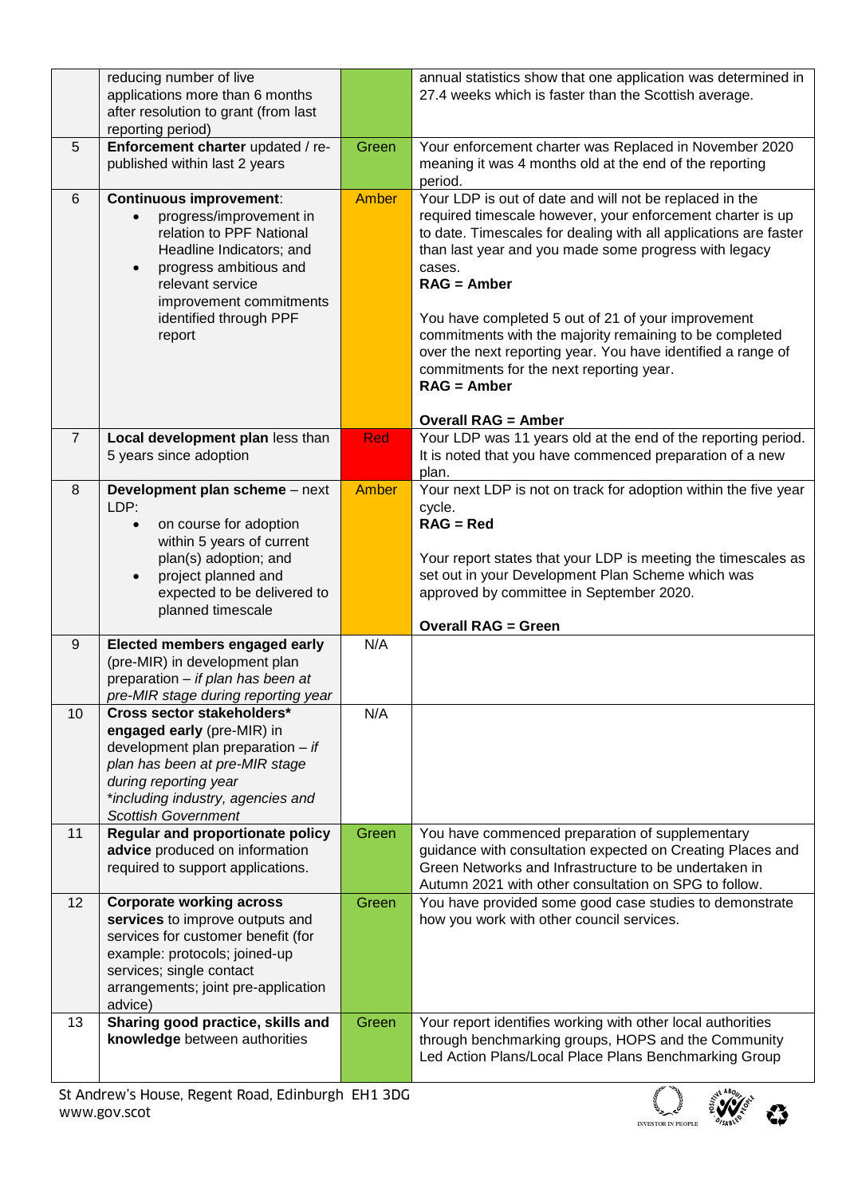| | | | |
|---|---|---|---|
| | reducing number of live applications more than 6 months after resolution to grant (from last reporting period) | | annual statistics show that one application was determined in 27.4 weeks which is faster than the Scottish average. |
| 5 | **Enforcement charter** updated / re-published within last 2 years | Green | Your enforcement charter was Replaced in November 2020 meaning it was 4 months old at the end of the reporting period. |
| 6 | **Continuous improvement**:<br>• progress/improvement in relation to PPF National Headline Indicators; and<br>• progress ambitious and relevant service improvement commitments identified through PPF report | Amber | Your LDP is out of date and will not be replaced in the required timescale however, your enforcement charter is up to date. Timescales for dealing with all applications are faster than last year and you made some progress with legacy cases.<br>**RAG = Amber**<br><br>You have completed 5 out of 21 of your improvement commitments with the majority remaining to be completed over the next reporting year. You have identified a range of commitments for the next reporting year.<br>**RAG = Amber**<br><br>**Overall RAG = Amber** |
| 7 | **Local development plan** less than 5 years since adoption | Red | Your LDP was 11 years old at the end of the reporting period. It is noted that you have commenced preparation of a new plan. |
| 8 | **Development plan scheme** – next LDP:<br>• on course for adoption within 5 years of current plan(s) adoption; and<br>• project planned and expected to be delivered to planned timescale | Amber | Your next LDP is not on track for adoption within the five year cycle.<br>**RAG = Red**<br><br>Your report states that your LDP is meeting the timescales as set out in your Development Plan Scheme which was approved by committee in September 2020.<br><br>**Overall RAG = Green** |
| 9 | **Elected members engaged early** (pre-MIR) in development plan preparation – *if plan has been at pre-MIR stage during reporting year* | N/A | |
| 10 | **Cross sector stakeholders\* engaged early** (pre-MIR) in development plan preparation – *if plan has been at pre-MIR stage during reporting year*<br>*\*including industry, agencies and Scottish Government* | N/A | |
| 11 | **Regular and proportionate policy advice** produced on information required to support applications. | Green | You have commenced preparation of supplementary guidance with consultation expected on Creating Places and Green Networks and Infrastructure to be undertaken in Autumn 2021 with other consultation on SPG to follow. |
| 12 | **Corporate working across services** to improve outputs and services for customer benefit (for example: protocols; joined-up services; single contact arrangements; joint pre-application advice) | Green | You have provided some good case studies to demonstrate how you work with other council services. |
| 13 | **Sharing good practice, skills and knowledge** between authorities | Green | Your report identifies working with other local authorities through benchmarking groups, HOPS and the Community Led Action Plans/Local Place Plans Benchmarking Group |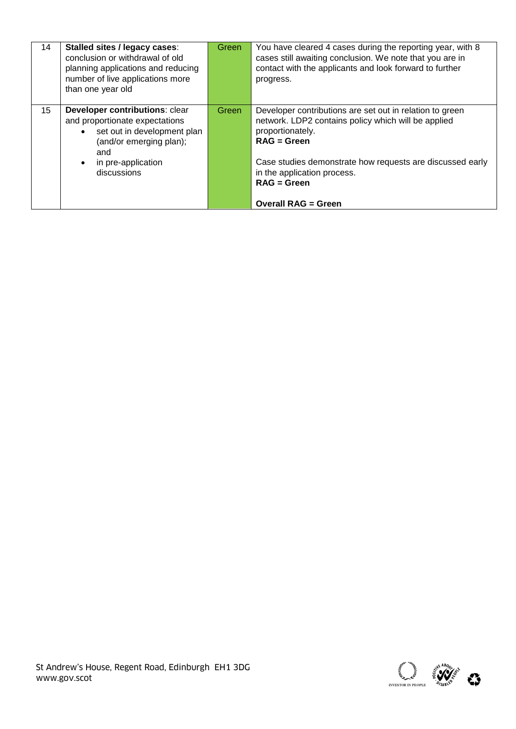| 14 | **Stalled sites / legacy cases**: conclusion or withdrawal of old planning applications and reducing number of live applications more than one year old | Green | You have cleared 4 cases during the reporting year, with 8 cases still awaiting conclusion. We note that you are in contact with the applicants and look forward to further progress. |
|---|---|---|---|
| 15 | **Developer contributions**: clear and proportionate expectations<br>• set out in development plan (and/or emerging plan); and<br>• in pre-application discussions | Green | Developer contributions are set out in relation to green network. LDP2 contains policy which will be applied proportionately.<br>**RAG = Green**<br><br>Case studies demonstrate how requests are discussed early in the application process.<br>**RAG = Green**<br><br>**Overall RAG = Green** |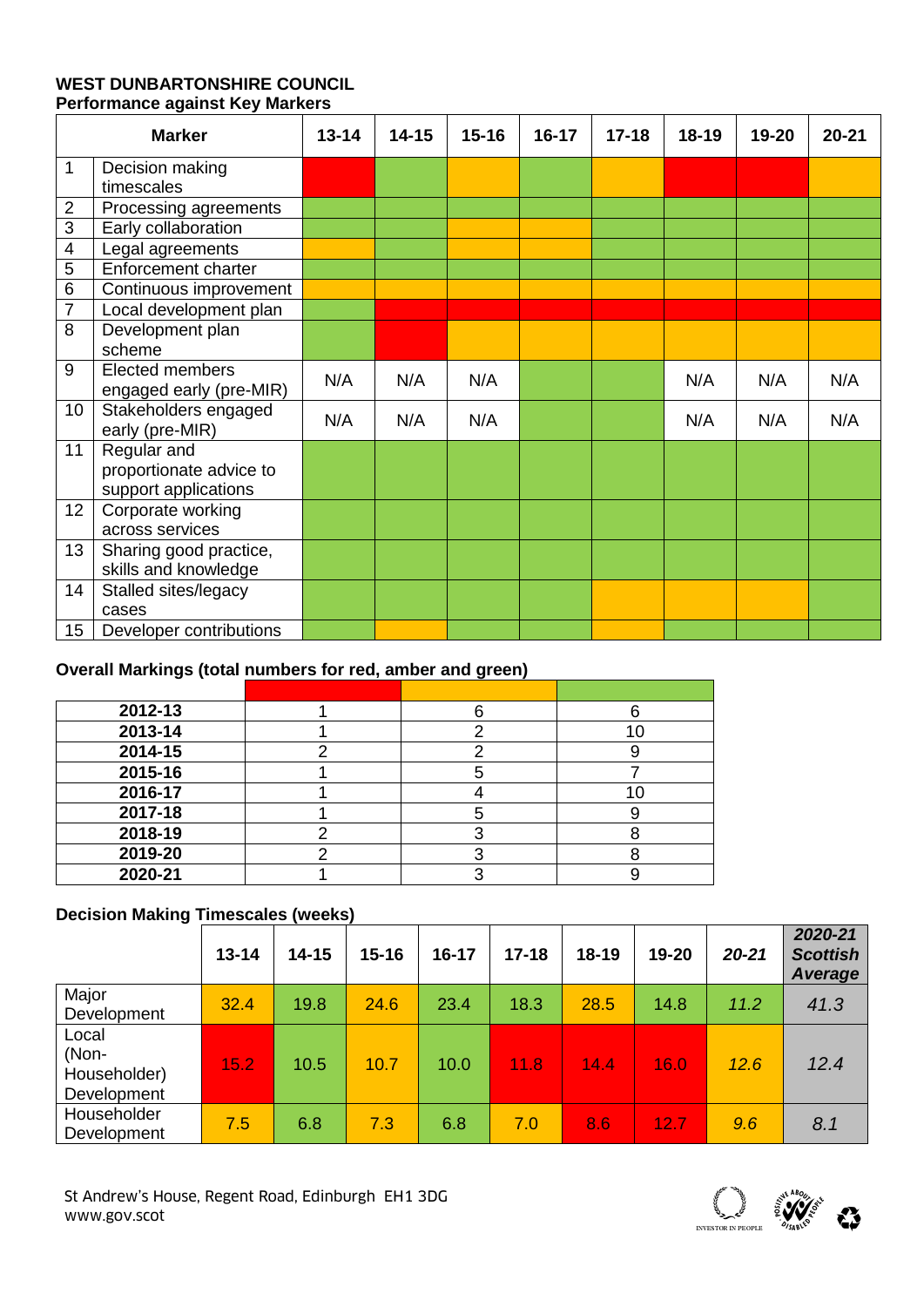**WEST DUNBARTONSHIRE COUNCIL**
**Performance against Key Markers**

| Marker | | 13-14 | 14-15 | 15-16 | 16-17 | 17-18 | 18-19 | 19-20 | 20-21 |
|---|---|---|---|---|---|---|---|---|---|
| 1 | Decision making timescales | Red | Green | Amber | Green | Amber | Red | Red | Amber |
| 2 | Processing agreements | Green | Green | Green | Green | Green | Green | Green | Green |
| 3 | Early collaboration | Green | Green | Amber | Amber | Green | Green | Green | Green |
| 4 | Legal agreements | Amber | Green | Amber | Amber | Green | Green | Green | Green |
| 5 | Enforcement charter | Green | Green | Green | Green | Green | Green | Green | Green |
| 6 | Continuous improvement | Amber | Amber | Amber | Amber | Amber | Amber | Amber | Amber |
| 7 | Local development plan | Green | Red | Red | Red | Red | Red | Red | Red |
| 8 | Development plan scheme | Green | Red | Amber | Amber | Amber | Amber | Amber | Amber |
| 9 | Elected members engaged early (pre-MIR) | N/A | N/A | N/A | Green | Green | N/A | N/A | N/A |
| 10 | Stakeholders engaged early (pre-MIR) | N/A | N/A | N/A | Green | Green | N/A | N/A | N/A |
| 11 | Regular and proportionate advice to support applications | Green | Green | Green | Green | Green | Green | Green | Green |
| 12 | Corporate working across services | Green | Green | Green | Green | Green | Green | Green | Green |
| 13 | Sharing good practice, skills and knowledge | Green | Green | Green | Green | Green | Green | Green | Green |
| 14 | Stalled sites/legacy cases | Green | Green | Green | Green | Amber | Amber | Amber | Green |
| 15 | Developer contributions | Green | Amber | Green | Green | Amber | Green | Green | Green |

**Overall Markings (total numbers for red, amber and green)**

| | Red | Amber | Green |
|---|---|---|---|
| **2012-13** | 1 | 6 | 6 |
| **2013-14** | 1 | 2 | 10 |
| **2014-15** | 2 | 2 | 9 |
| **2015-16** | 1 | 5 | 7 |
| **2016-17** | 1 | 4 | 10 |
| **2017-18** | 1 | 5 | 9 |
| **2018-19** | 2 | 3 | 8 |
| **2019-20** | 2 | 3 | 8 |
| **2020-21** | 1 | 3 | 9 |

**Decision Making Timescales (weeks)**

| | 13-14 | 14-15 | 15-16 | 16-17 | 17-18 | 18-19 | 19-20 | *20-21* | *2020-21 Scottish Average* |
|---|---|---|---|---|---|---|---|---|---|
| Major Development | 32.4 | 19.8 | 24.6 | 23.4 | 18.3 | 28.5 | 14.8 | *11.2* | *41.3* |
| Local (Non-Householder) Development | 15.2 | 10.5 | 10.7 | 10.0 | 11.8 | 14.4 | 16.0 | *12.6* | *12.4* |
| Householder Development | 7.5 | 6.8 | 7.3 | 6.8 | 7.0 | 8.6 | 12.7 | *9.6* | *8.1* |

St Andrew's House, Regent Road, Edinburgh EH1 3DG
www.gov.scot